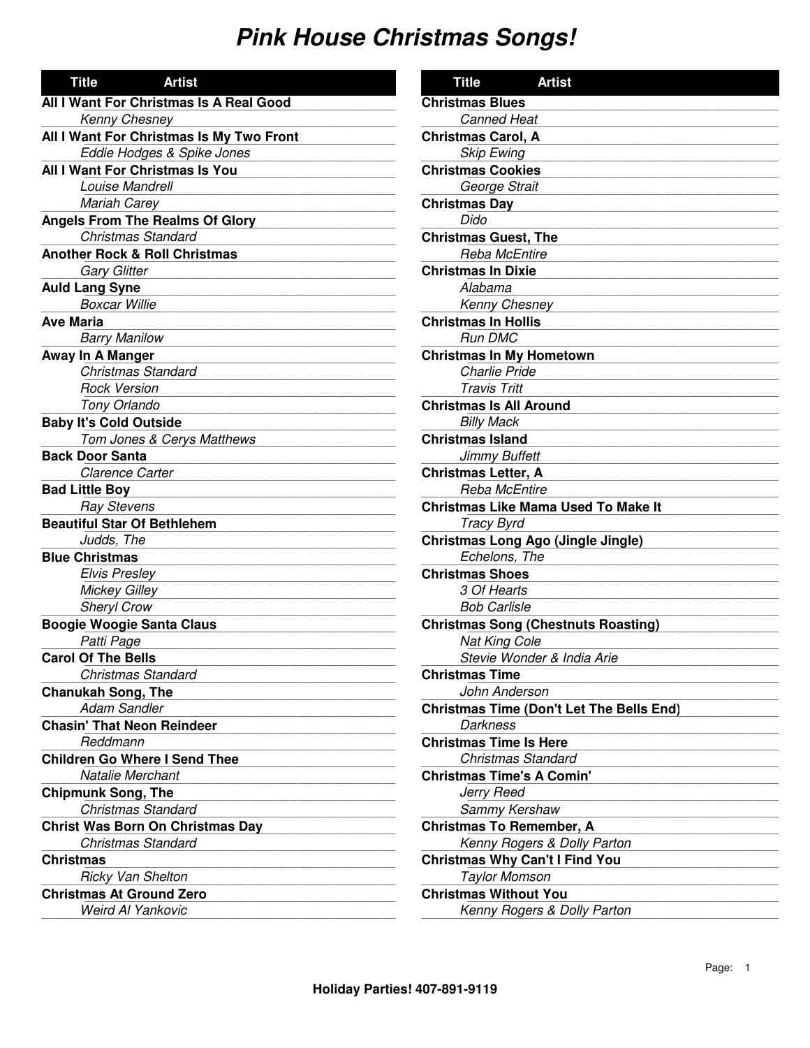# Pink House Christmas Songs!

| Title | Artist |
| --- | --- |
| **All I Want For Christmas Is A Real Good** | |
| | *Kenny Chesney* |
| **All I Want For Christmas Is My Two Front** | |
| | *Eddie Hodges & Spike Jones* |
| **All I Want For Christmas Is You** | |
| | *Louise Mandrell* |
| | *Mariah Carey* |
| **Angels From The Realms Of Glory** | |
| | *Christmas Standard* |
| **Another Rock & Roll Christmas** | |
| | *Gary Glitter* |
| **Auld Lang Syne** | |
| | *Boxcar Willie* |
| **Ave Maria** | |
| | *Barry Manilow* |
| **Away In A Manger** | |
| | *Christmas Standard* |
| | *Rock Version* |
| | *Tony Orlando* |
| **Baby It's Cold Outside** | |
| | *Tom Jones & Cerys Matthews* |
| **Back Door Santa** | |
| | *Clarence Carter* |
| **Bad Little Boy** | |
| | *Ray Stevens* |
| **Beautiful Star Of Bethlehem** | |
| | *Judds, The* |
| **Blue Christmas** | |
| | *Elvis Presley* |
| | *Mickey Gilley* |
| | *Sheryl Crow* |
| **Boogie Woogie Santa Claus** | |
| | *Patti Page* |
| **Carol Of The Bells** | |
| | *Christmas Standard* |
| **Chanukah Song, The** | |
| | *Adam Sandler* |
| **Chasin' That Neon Reindeer** | |
| | *Reddmann* |
| **Children Go Where I Send Thee** | |
| | *Natalie Merchant* |
| **Chipmunk Song, The** | |
| | *Christmas Standard* |
| **Christ Was Born On Christmas Day** | |
| | *Christmas Standard* |
| **Christmas** | |
| | *Ricky Van Shelton* |
| **Christmas At Ground Zero** | |
| | *Weird Al Yankovic* |

| Title | Artist |
| --- | --- |
| **Christmas Blues** | |
| | *Canned Heat* |
| **Christmas Carol, A** | |
| | *Skip Ewing* |
| **Christmas Cookies** | |
| | *George Strait* |
| **Christmas Day** | |
| | *Dido* |
| **Christmas Guest, The** | |
| | *Reba McEntire* |
| **Christmas In Dixie** | |
| | *Alabama* |
| | *Kenny Chesney* |
| **Christmas In Hollis** | |
| | *Run DMC* |
| **Christmas In My Hometown** | |
| | *Charlie Pride* |
| | *Travis Tritt* |
| **Christmas Is All Around** | |
| | *Billy Mack* |
| **Christmas Island** | |
| | *Jimmy Buffett* |
| **Christmas Letter, A** | |
| | *Reba McEntire* |
| **Christmas Like Mama Used To Make It** | |
| | *Tracy Byrd* |
| **Christmas Long Ago (Jingle Jingle)** | |
| | *Echelons, The* |
| **Christmas Shoes** | |
| | *3 Of Hearts* |
| | *Bob Carlisle* |
| **Christmas Song (Chestnuts Roasting)** | |
| | *Nat King Cole* |
| | *Stevie Wonder & India Arie* |
| **Christmas Time** | |
| | *John Anderson* |
| **Christmas Time (Don't Let The Bells End)** | |
| | *Darkness* |
| **Christmas Time Is Here** | |
| | *Christmas Standard* |
| **Christmas Time's A Comin'** | |
| | *Jerry Reed* |
| | *Sammy Kershaw* |
| **Christmas To Remember, A** | |
| | *Kenny Rogers & Dolly Parton* |
| **Christmas Why Can't I Find You** | |
| | *Taylor Momson* |
| **Christmas Without You** | |
| | *Kenny Rogers & Dolly Parton* |

**Holiday Parties! 407-891-9119**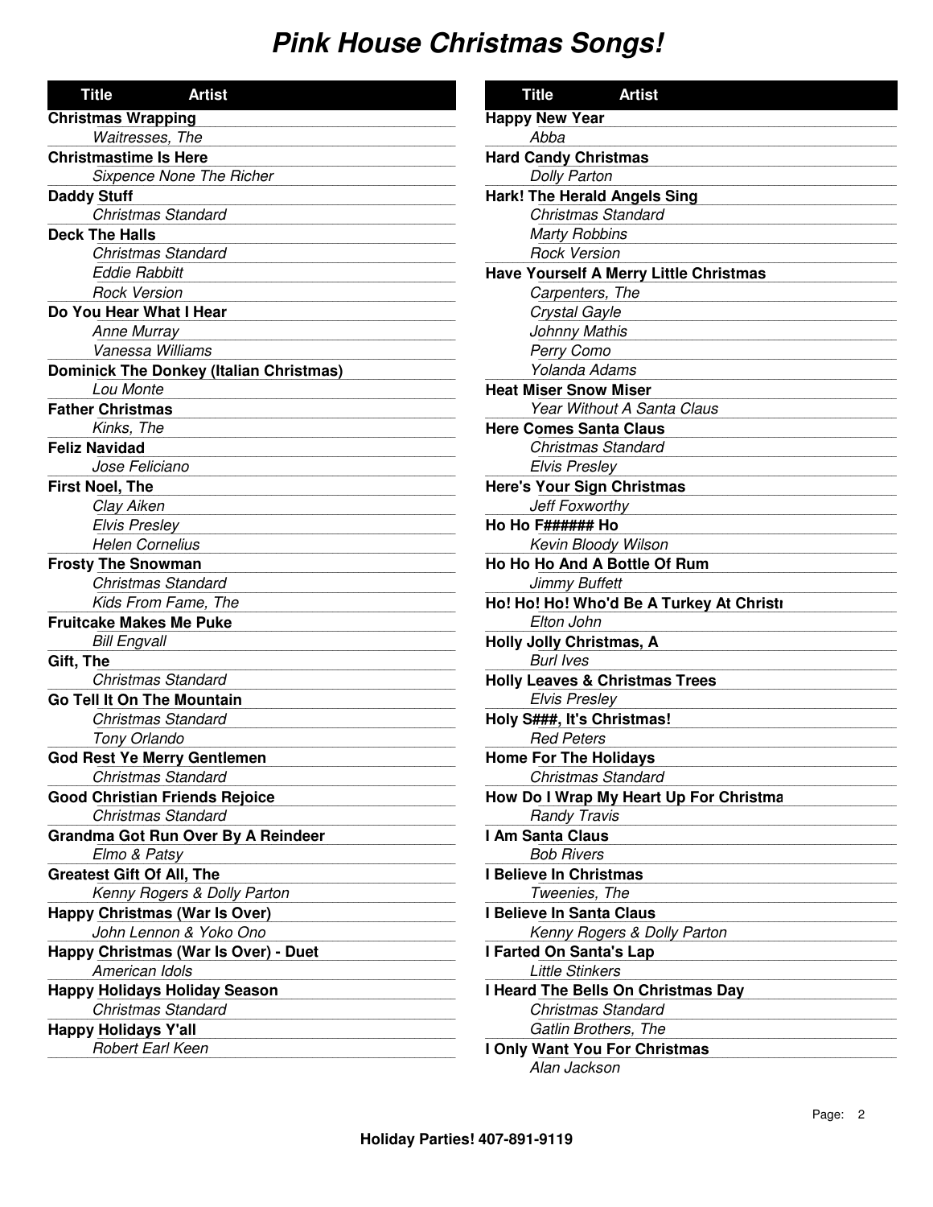# Pink House Christmas Songs!

| Title | Artist |
|---|---|
| **Christmas Wrapping** | |
| | *Waitresses, The* |
| **Christmastime Is Here** | |
| | *Sixpence None The Richer* |
| **Daddy Stuff** | |
| | *Christmas Standard* |
| **Deck The Halls** | |
| | *Christmas Standard* |
| | *Eddie Rabbitt* |
| | *Rock Version* |
| **Do You Hear What I Hear** | |
| | *Anne Murray* |
| | *Vanessa Williams* |
| **Dominick The Donkey (Italian Christmas)** | |
| | *Lou Monte* |
| **Father Christmas** | |
| | *Kinks, The* |
| **Feliz Navidad** | |
| | *Jose Feliciano* |
| **First Noel, The** | |
| | *Clay Aiken* |
| | *Elvis Presley* |
| | *Helen Cornelius* |
| **Frosty The Snowman** | |
| | *Christmas Standard* |
| | *Kids From Fame, The* |
| **Fruitcake Makes Me Puke** | |
| | *Bill Engvall* |
| **Gift, The** | |
| | *Christmas Standard* |
| **Go Tell It On The Mountain** | |
| | *Christmas Standard* |
| | *Tony Orlando* |
| **God Rest Ye Merry Gentlemen** | |
| | *Christmas Standard* |
| **Good Christian Friends Rejoice** | |
| | *Christmas Standard* |
| **Grandma Got Run Over By A Reindeer** | |
| | *Elmo & Patsy* |
| **Greatest Gift Of All, The** | |
| | *Kenny Rogers & Dolly Parton* |
| **Happy Christmas (War Is Over)** | |
| | *John Lennon & Yoko Ono* |
| **Happy Christmas (War Is Over) - Duet** | |
| | *American Idols* |
| **Happy Holidays Holiday Season** | |
| | *Christmas Standard* |
| **Happy Holidays Y'all** | |
| | *Robert Earl Keen* |
| **Happy New Year** | |
| | *Abba* |
| **Hard Candy Christmas** | |
| | *Dolly Parton* |
| **Hark! The Herald Angels Sing** | |
| | *Christmas Standard* |
| | *Marty Robbins* |
| | *Rock Version* |
| **Have Yourself A Merry Little Christmas** | |
| | *Carpenters, The* |
| | *Crystal Gayle* |
| | *Johnny Mathis* |
| | *Perry Como* |
| | *Yolanda Adams* |
| **Heat Miser Snow Miser** | |
| | *Year Without A Santa Claus* |
| **Here Comes Santa Claus** | |
| | *Christmas Standard* |
| | *Elvis Presley* |
| **Here's Your Sign Christmas** | |
| | *Jeff Foxworthy* |
| **Ho Ho F###### Ho** | |
| | *Kevin Bloody Wilson* |
| **Ho Ho Ho And A Bottle Of Rum** | |
| | *Jimmy Buffett* |
| **Ho! Ho! Ho! Who'd Be A Turkey At Christı** | |
| | *Elton John* |
| **Holly Jolly Christmas, A** | |
| | *Burl Ives* |
| **Holly Leaves & Christmas Trees** | |
| | *Elvis Presley* |
| **Holy S###, It's Christmas!** | |
| | *Red Peters* |
| **Home For The Holidays** | |
| | *Christmas Standard* |
| **How Do I Wrap My Heart Up For Christma** | |
| | *Randy Travis* |
| **I Am Santa Claus** | |
| | *Bob Rivers* |
| **I Believe In Christmas** | |
| | *Tweenies, The* |
| **I Believe In Santa Claus** | |
| | *Kenny Rogers & Dolly Parton* |
| **I Farted On Santa's Lap** | |
| | *Little Stinkers* |
| **I Heard The Bells On Christmas Day** | |
| | *Christmas Standard* |
| | *Gatlin Brothers, The* |
| **I Only Want You For Christmas** | |
| | *Alan Jackson* |

**Holiday Parties! 407-891-9119**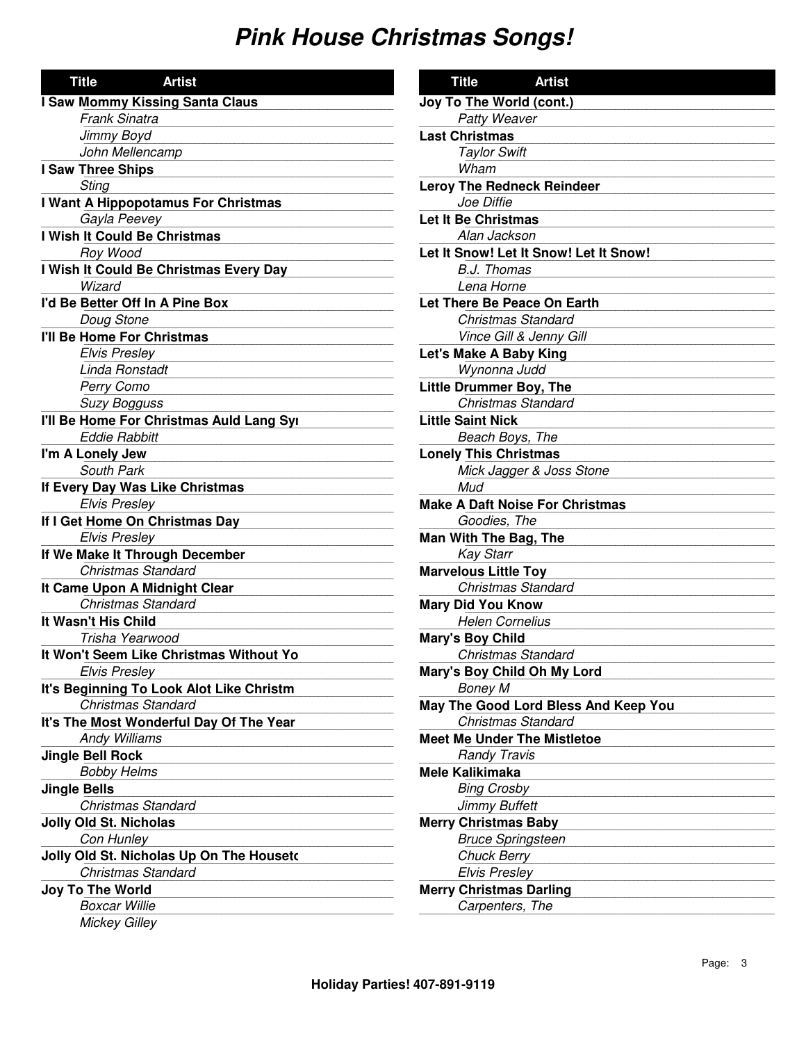# Pink House Christmas Songs!

| Title | Artist |
| --- | --- |
| **I Saw Mommy Kissing Santa Claus** | |
| | *Frank Sinatra* |
| | *Jimmy Boyd* |
| | *John Mellencamp* |
| **I Saw Three Ships** | |
| | *Sting* |
| **I Want A Hippopotamus For Christmas** | |
| | *Gayla Peevey* |
| **I Wish It Could Be Christmas** | |
| | *Roy Wood* |
| **I Wish It Could Be Christmas Every Day** | |
| | *Wizard* |
| **I'd Be Better Off In A Pine Box** | |
| | *Doug Stone* |
| **I'll Be Home For Christmas** | |
| | *Elvis Presley* |
| | *Linda Ronstadt* |
| | *Perry Como* |
| | *Suzy Bogguss* |
| **I'll Be Home For Christmas Auld Lang Syı** | |
| | *Eddie Rabbitt* |
| **I'm A Lonely Jew** | |
| | *South Park* |
| **If Every Day Was Like Christmas** | |
| | *Elvis Presley* |
| **If I Get Home On Christmas Day** | |
| | *Elvis Presley* |
| **If We Make It Through December** | |
| | *Christmas Standard* |
| **It Came Upon A Midnight Clear** | |
| | *Christmas Standard* |
| **It Wasn't His Child** | |
| | *Trisha Yearwood* |
| **It Won't Seem Like Christmas Without Yo** | |
| | *Elvis Presley* |
| **It's Beginning To Look Alot Like Christm** | |
| | *Christmas Standard* |
| **It's The Most Wonderful Day Of The Year** | |
| | *Andy Williams* |
| **Jingle Bell Rock** | |
| | *Bobby Helms* |
| **Jingle Bells** | |
| | *Christmas Standard* |
| **Jolly Old St. Nicholas** | |
| | *Con Hunley* |
| **Jolly Old St. Nicholas Up On The Housetc** | |
| | *Christmas Standard* |
| **Joy To The World** | |
| | *Boxcar Willie* |
| | *Mickey Gilley* |
| **Joy To The World (cont.)** | |
| | *Patty Weaver* |
| **Last Christmas** | |
| | *Taylor Swift* |
| | *Wham* |
| **Leroy The Redneck Reindeer** | |
| | *Joe Diffie* |
| **Let It Be Christmas** | |
| | *Alan Jackson* |
| **Let It Snow! Let It Snow! Let It Snow!** | |
| | *B.J. Thomas* |
| | *Lena Horne* |
| **Let There Be Peace On Earth** | |
| | *Christmas Standard* |
| | *Vince Gill & Jenny Gill* |
| **Let's Make A Baby King** | |
| | *Wynonna Judd* |
| **Little Drummer Boy, The** | |
| | *Christmas Standard* |
| **Little Saint Nick** | |
| | *Beach Boys, The* |
| **Lonely This Christmas** | |
| | *Mick Jagger & Joss Stone* |
| | *Mud* |
| **Make A Daft Noise For Christmas** | |
| | *Goodies, The* |
| **Man With The Bag, The** | |
| | *Kay Starr* |
| **Marvelous Little Toy** | |
| | *Christmas Standard* |
| **Mary Did You Know** | |
| | *Helen Cornelius* |
| **Mary's Boy Child** | |
| | *Christmas Standard* |
| **Mary's Boy Child Oh My Lord** | |
| | *Boney M* |
| **May The Good Lord Bless And Keep You** | |
| | *Christmas Standard* |
| **Meet Me Under The Mistletoe** | |
| | *Randy Travis* |
| **Mele Kalikimaka** | |
| | *Bing Crosby* |
| | *Jimmy Buffett* |
| **Merry Christmas Baby** | |
| | *Bruce Springsteen* |
| | *Chuck Berry* |
| | *Elvis Presley* |
| **Merry Christmas Darling** | |
| | *Carpenters, The* |

**Holiday Parties! 407-891-9119**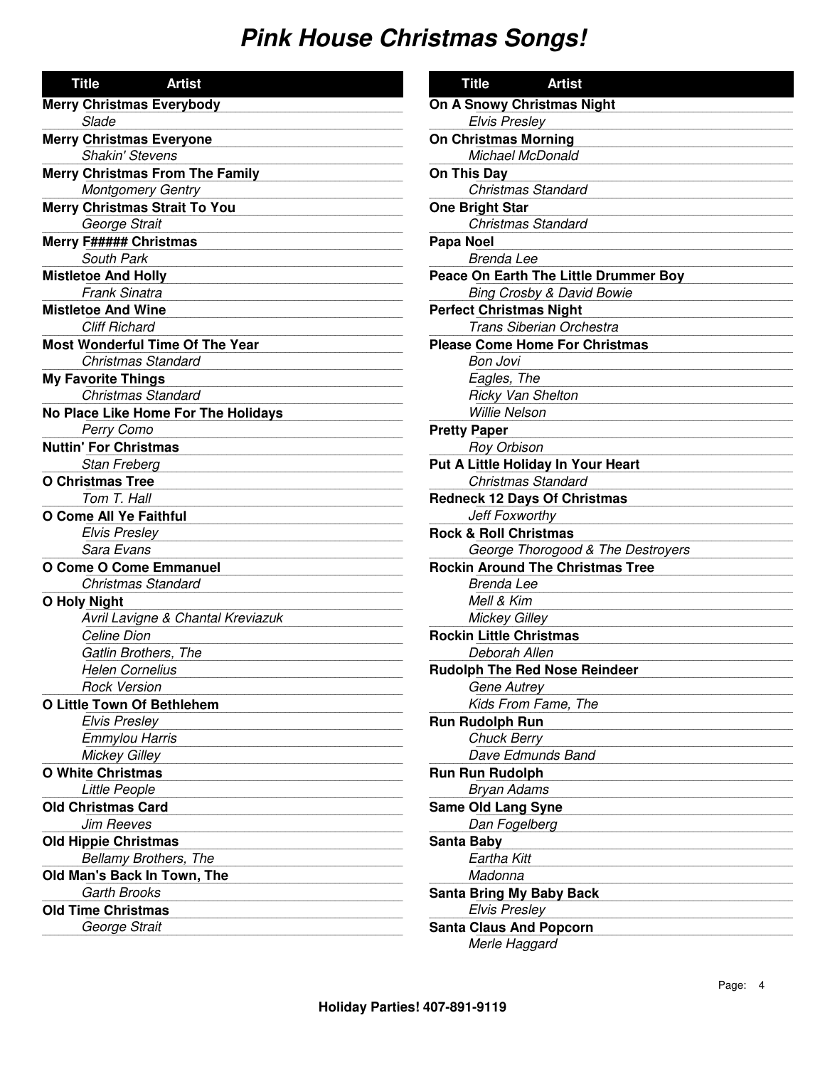# Pink House Christmas Songs!

| Title | Artist |
|---|---|
| **Merry Christmas Everybody** | |
| | *Slade* |
| **Merry Christmas Everyone** | |
| | *Shakin' Stevens* |
| **Merry Christmas From The Family** | |
| | *Montgomery Gentry* |
| **Merry Christmas Strait To You** | |
| | *George Strait* |
| **Merry F##### Christmas** | |
| | *South Park* |
| **Mistletoe And Holly** | |
| | *Frank Sinatra* |
| **Mistletoe And Wine** | |
| | *Cliff Richard* |
| **Most Wonderful Time Of The Year** | |
| | *Christmas Standard* |
| **My Favorite Things** | |
| | *Christmas Standard* |
| **No Place Like Home For The Holidays** | |
| | *Perry Como* |
| **Nuttin' For Christmas** | |
| | *Stan Freberg* |
| **O Christmas Tree** | |
| | *Tom T. Hall* |
| **O Come All Ye Faithful** | |
| | *Elvis Presley* |
| | *Sara Evans* |
| **O Come O Come Emmanuel** | |
| | *Christmas Standard* |
| **O Holy Night** | |
| | *Avril Lavigne & Chantal Kreviazuk* |
| | *Celine Dion* |
| | *Gatlin Brothers, The* |
| | *Helen Cornelius* |
| | *Rock Version* |
| **O Little Town Of Bethlehem** | |
| | *Elvis Presley* |
| | *Emmylou Harris* |
| | *Mickey Gilley* |
| **O White Christmas** | |
| | *Little People* |
| **Old Christmas Card** | |
| | *Jim Reeves* |
| **Old Hippie Christmas** | |
| | *Bellamy Brothers, The* |
| **Old Man's Back In Town, The** | |
| | *Garth Brooks* |
| **Old Time Christmas** | |
| | *George Strait* |

| Title | Artist |
|---|---|
| **On A Snowy Christmas Night** | |
| | *Elvis Presley* |
| **On Christmas Morning** | |
| | *Michael McDonald* |
| **On This Day** | |
| | *Christmas Standard* |
| **One Bright Star** | |
| | *Christmas Standard* |
| **Papa Noel** | |
| | *Brenda Lee* |
| **Peace On Earth The Little Drummer Boy** | |
| | *Bing Crosby & David Bowie* |
| **Perfect Christmas Night** | |
| | *Trans Siberian Orchestra* |
| **Please Come Home For Christmas** | |
| | *Bon Jovi* |
| | *Eagles, The* |
| | *Ricky Van Shelton* |
| | *Willie Nelson* |
| **Pretty Paper** | |
| | *Roy Orbison* |
| **Put A Little Holiday In Your Heart** | |
| | *Christmas Standard* |
| **Redneck 12 Days Of Christmas** | |
| | *Jeff Foxworthy* |
| **Rock & Roll Christmas** | |
| | *George Thorogood & The Destroyers* |
| **Rockin Around The Christmas Tree** | |
| | *Brenda Lee* |
| | *Mell & Kim* |
| | *Mickey Gilley* |
| **Rockin Little Christmas** | |
| | *Deborah Allen* |
| **Rudolph The Red Nose Reindeer** | |
| | *Gene Autrey* |
| | *Kids From Fame, The* |
| **Run Rudolph Run** | |
| | *Chuck Berry* |
| | *Dave Edmunds Band* |
| **Run Run Rudolph** | |
| | *Bryan Adams* |
| **Same Old Lang Syne** | |
| | *Dan Fogelberg* |
| **Santa Baby** | |
| | *Eartha Kitt* |
| | *Madonna* |
| **Santa Bring My Baby Back** | |
| | *Elvis Presley* |
| **Santa Claus And Popcorn** | |
| | *Merle Haggard* |

**Holiday Parties! 407-891-9119**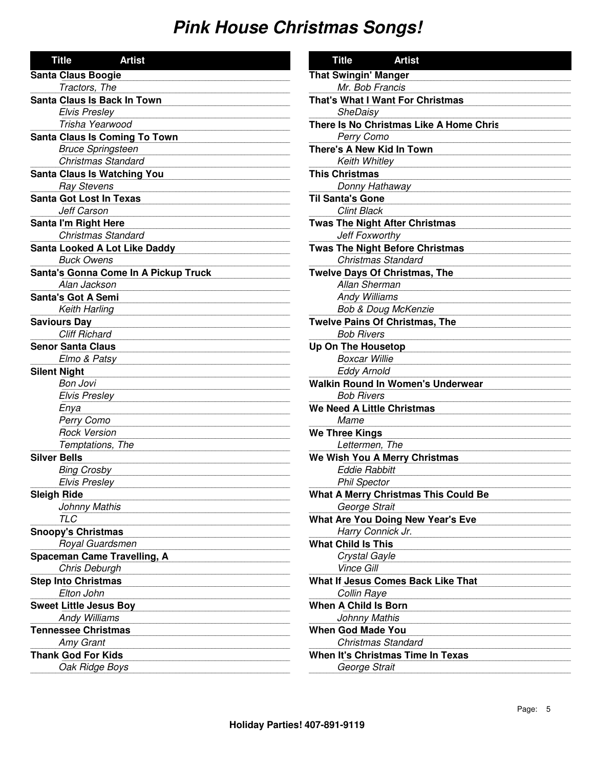# Pink House Christmas Songs!

| Title | Artist |
|---|---|
| **Santa Claus Boogie** | |
| | *Tractors, The* |
| **Santa Claus Is Back In Town** | |
| | *Elvis Presley* |
| | *Trisha Yearwood* |
| **Santa Claus Is Coming To Town** | |
| | *Bruce Springsteen* |
| | *Christmas Standard* |
| **Santa Claus Is Watching You** | |
| | *Ray Stevens* |
| **Santa Got Lost In Texas** | |
| | *Jeff Carson* |
| **Santa I'm Right Here** | |
| | *Christmas Standard* |
| **Santa Looked A Lot Like Daddy** | |
| | *Buck Owens* |
| **Santa's Gonna Come In A Pickup Truck** | |
| | *Alan Jackson* |
| **Santa's Got A Semi** | |
| | *Keith Harling* |
| **Saviours Day** | |
| | *Cliff Richard* |
| **Senor Santa Claus** | |
| | *Elmo & Patsy* |
| **Silent Night** | |
| | *Bon Jovi* |
| | *Elvis Presley* |
| | *Enya* |
| | *Perry Como* |
| | *Rock Version* |
| | *Temptations, The* |
| **Silver Bells** | |
| | *Bing Crosby* |
| | *Elvis Presley* |
| **Sleigh Ride** | |
| | *Johnny Mathis* |
| | *TLC* |
| **Snoopy's Christmas** | |
| | *Royal Guardsmen* |
| **Spaceman Came Travelling, A** | |
| | *Chris Deburgh* |
| **Step Into Christmas** | |
| | *Elton John* |
| **Sweet Little Jesus Boy** | |
| | *Andy Williams* |
| **Tennessee Christmas** | |
| | *Amy Grant* |
| **Thank God For Kids** | |
| | *Oak Ridge Boys* |

| Title | Artist |
|---|---|
| **That Swingin' Manger** | |
| | *Mr. Bob Francis* |
| **That's What I Want For Christmas** | |
| | *SheDaisy* |
| **There Is No Christmas Like A Home Chris** | |
| | *Perry Como* |
| **There's A New Kid In Town** | |
| | *Keith Whitley* |
| **This Christmas** | |
| | *Donny Hathaway* |
| **Til Santa's Gone** | |
| | *Clint Black* |
| **Twas The Night After Christmas** | |
| | *Jeff Foxworthy* |
| **Twas The Night Before Christmas** | |
| | *Christmas Standard* |
| **Twelve Days Of Christmas, The** | |
| | *Allan Sherman* |
| | *Andy Williams* |
| | *Bob & Doug McKenzie* |
| **Twelve Pains Of Christmas, The** | |
| | *Bob Rivers* |
| **Up On The Housetop** | |
| | *Boxcar Willie* |
| | *Eddy Arnold* |
| **Walkin Round In Women's Underwear** | |
| | *Bob Rivers* |
| **We Need A Little Christmas** | |
| | *Mame* |
| **We Three Kings** | |
| | *Lettermen, The* |
| **We Wish You A Merry Christmas** | |
| | *Eddie Rabbitt* |
| | *Phil Spector* |
| **What A Merry Christmas This Could Be** | |
| | *George Strait* |
| **What Are You Doing New Year's Eve** | |
| | *Harry Connick Jr.* |
| **What Child Is This** | |
| | *Crystal Gayle* |
| | *Vince Gill* |
| **What If Jesus Comes Back Like That** | |
| | *Collin Raye* |
| **When A Child Is Born** | |
| | *Johnny Mathis* |
| **When God Made You** | |
| | *Christmas Standard* |
| **When It's Christmas Time In Texas** | |
| | *George Strait* |

**Holiday Parties! 407-891-9119**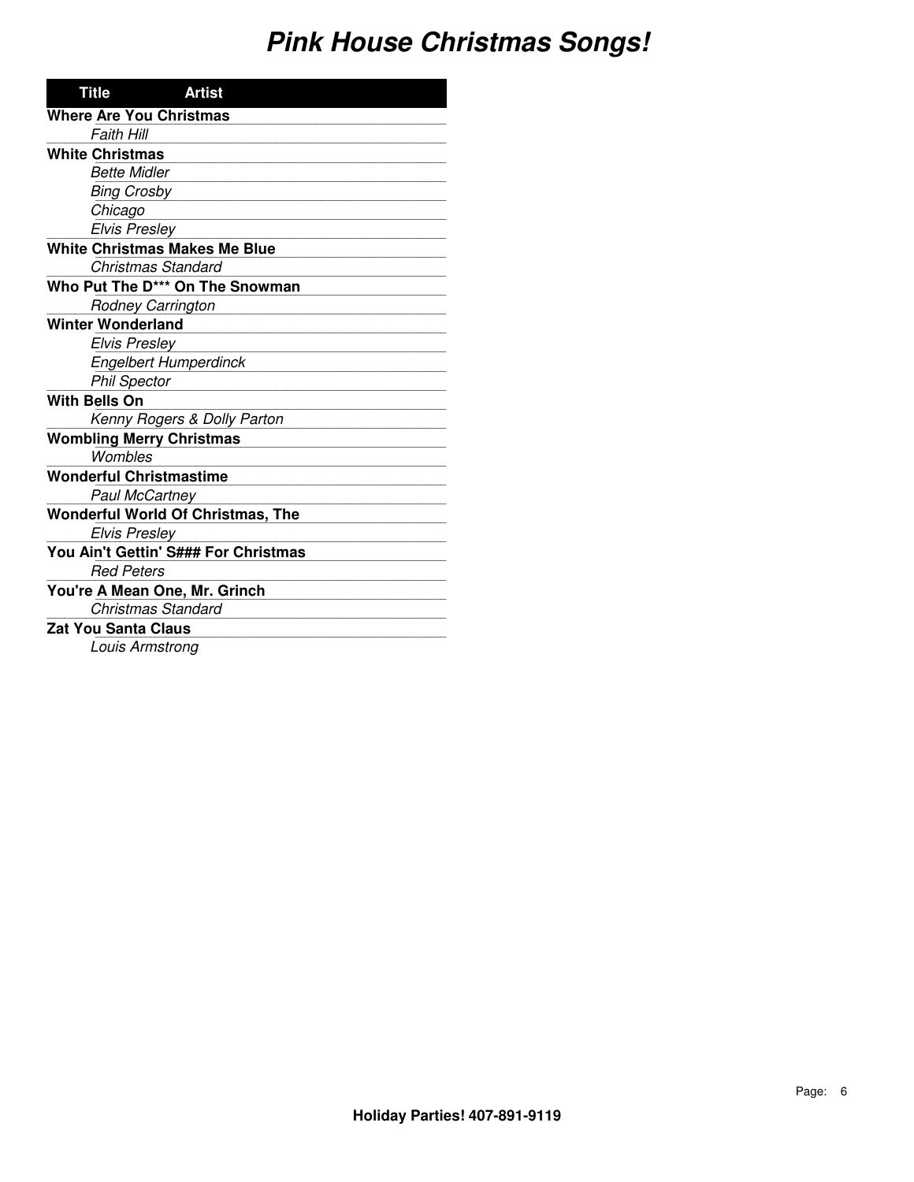# Pink House Christmas Songs!

| Title | Artist |
|---|---|
| **Where Are You Christmas** | |
| | *Faith Hill* |
| **White Christmas** | |
| | *Bette Midler* |
| | *Bing Crosby* |
| | *Chicago* |
| | *Elvis Presley* |
| **White Christmas Makes Me Blue** | |
| | *Christmas Standard* |
| **Who Put The D*** On The Snowman** | |
| | *Rodney Carrington* |
| **Winter Wonderland** | |
| | *Elvis Presley* |
| | *Engelbert Humperdinck* |
| | *Phil Spector* |
| **With Bells On** | |
| | *Kenny Rogers & Dolly Parton* |
| **Wombling Merry Christmas** | |
| | *Wombles* |
| **Wonderful Christmastime** | |
| | *Paul McCartney* |
| **Wonderful World Of Christmas, The** | |
| | *Elvis Presley* |
| **You Ain't Gettin' S### For Christmas** | |
| | *Red Peters* |
| **You're A Mean One, Mr. Grinch** | |
| | *Christmas Standard* |
| **Zat You Santa Claus** | |
| | *Louis Armstrong* |

**Holiday Parties! 407-891-9119**